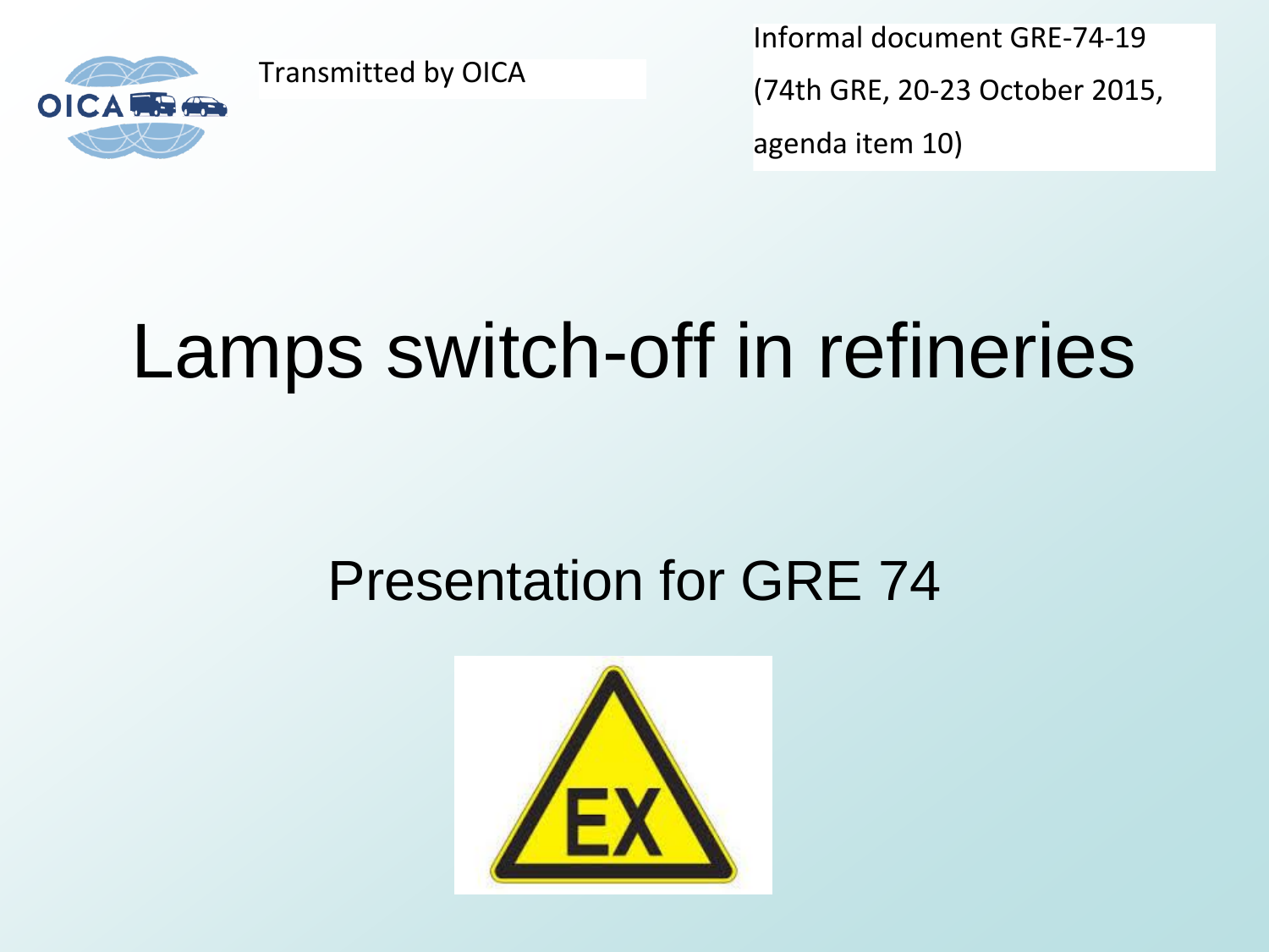Transmitted by OICA

Informal document GRE-74-19
(74th GRE, 20-23 October 2015,
agenda item 10)

# Lamps switch-off in refineries

## Presentation for GRE 74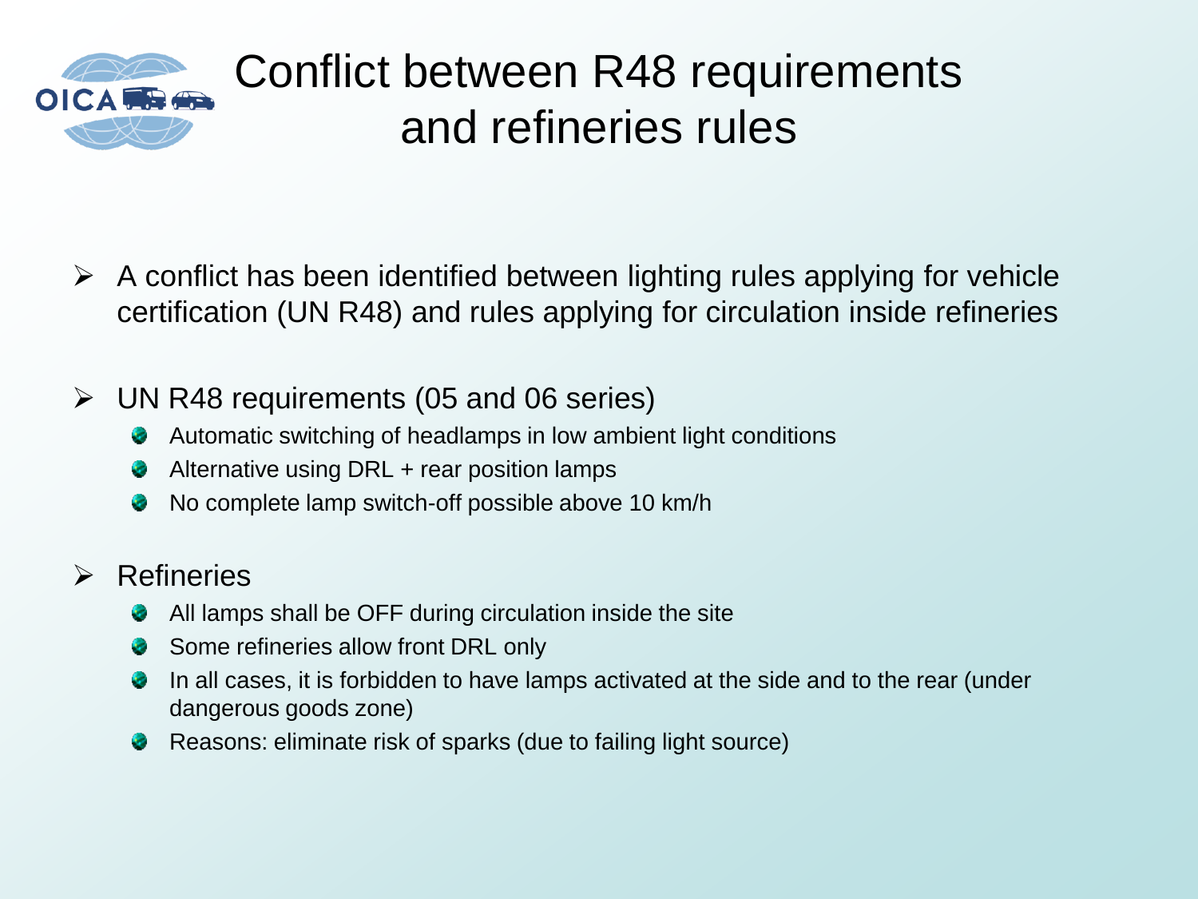# Conflict between R48 requirements and refineries rules

- A conflict has been identified between lighting rules applying for vehicle certification (UN R48) and rules applying for circulation inside refineries

- UN R48 requirements (05 and 06 series)
  - Automatic switching of headlamps in low ambient light conditions
  - Alternative using DRL + rear position lamps
  - No complete lamp switch-off possible above 10 km/h

- Refineries
  - All lamps shall be OFF during circulation inside the site
  - Some refineries allow front DRL only
  - In all cases, it is forbidden to have lamps activated at the side and to the rear (under dangerous goods zone)
  - Reasons: eliminate risk of sparks (due to failing light source)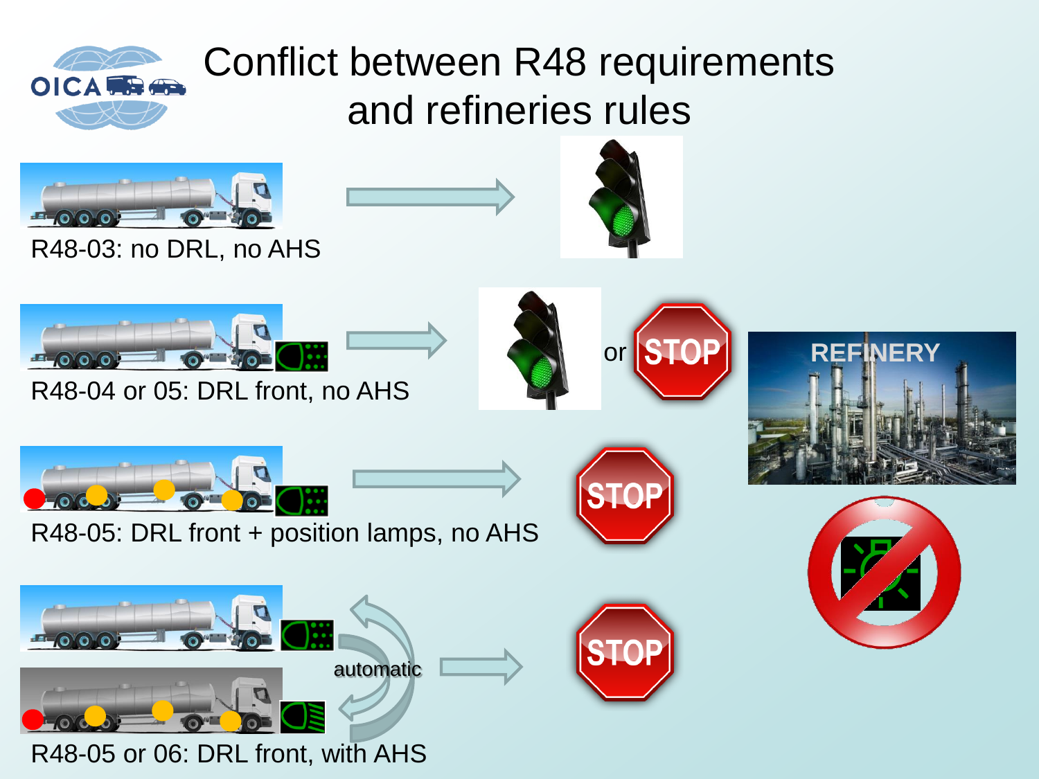# Conflict between R48 requirements and refineries rules

R48-03: no DRL, no AHS

R48-04 or 05: DRL front, no AHS

or

STOP

REFINERY

R48-05: DRL front + position lamps, no AHS

STOP

automatic

R48-05 or 06: DRL front, with AHS

STOP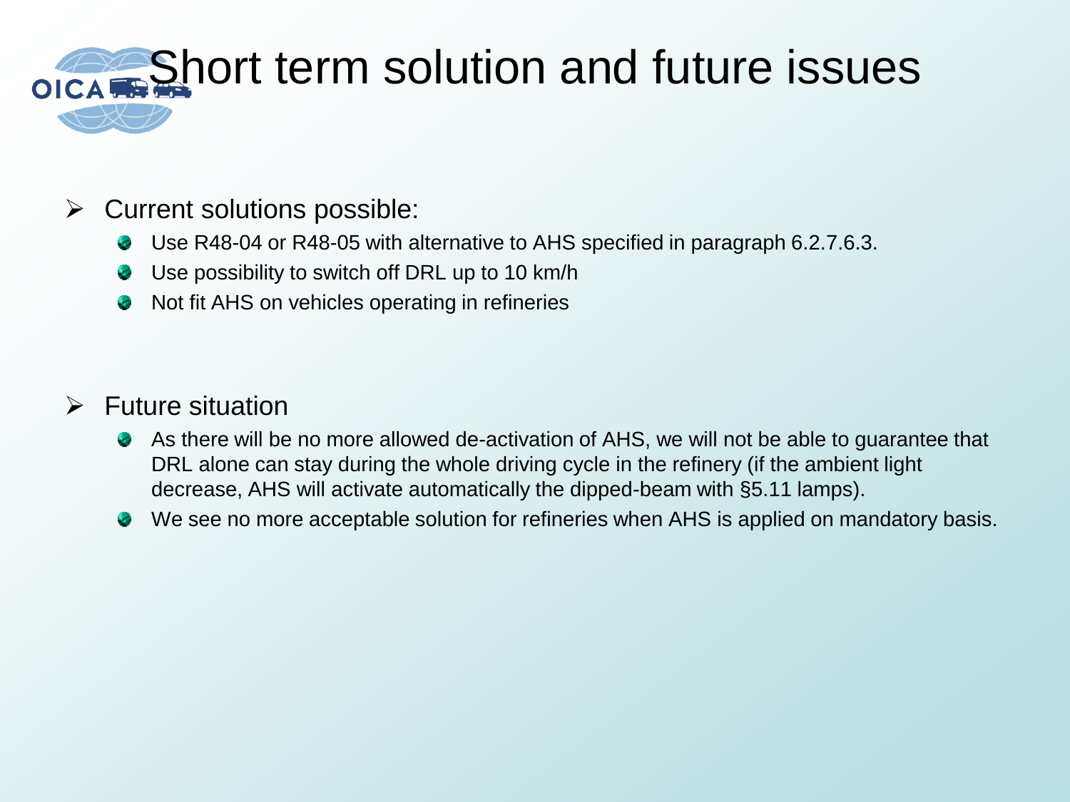# Short term solution and future issues

- Current solutions possible:
  - Use R48-04 or R48-05 with alternative to AHS specified in paragraph 6.2.7.6.3.
  - Use possibility to switch off DRL up to 10 km/h
  - Not fit AHS on vehicles operating in refineries

- Future situation
  - As there will be no more allowed de-activation of AHS, we will not be able to guarantee that DRL alone can stay during the whole driving cycle in the refinery (if the ambient light decrease, AHS will activate automatically the dipped-beam with §5.11 lamps).
  - We see no more acceptable solution for refineries when AHS is applied on mandatory basis.